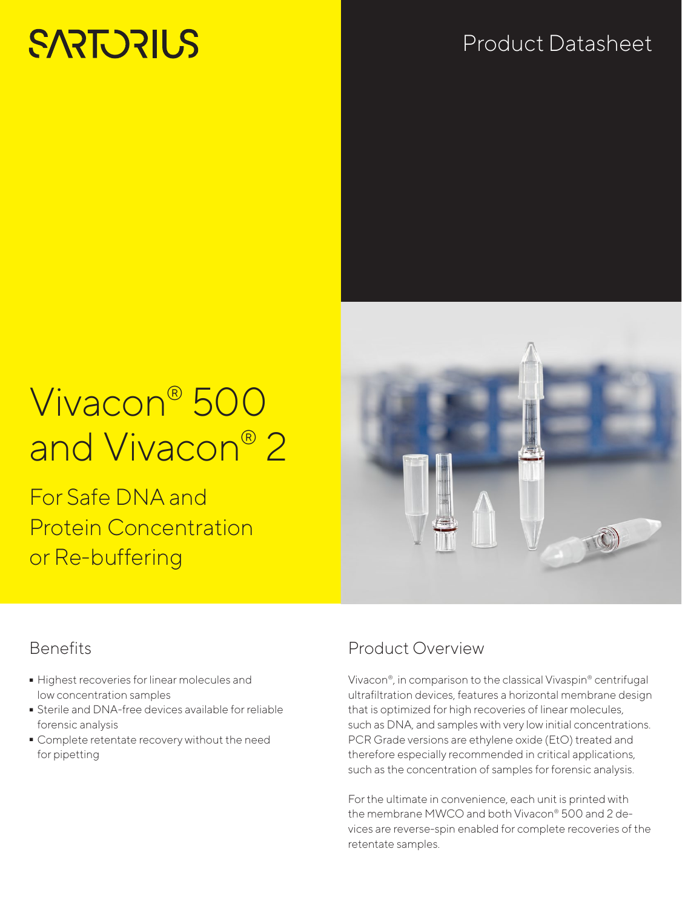SARTORIUS

Product Datasheet

# Vivacon® 500 and Vivacon® 2

For Safe DNA and Protein Concentration or Re-buffering

## Benefits

- Highest recoveries for linear molecules and low concentration samples
- Sterile and DNA-free devices available for reliable forensic analysis
- Complete retentate recovery without the need for pipetting

## Product Overview

Vivacon®, in comparison to the classical Vivaspin® centrifugal ultrafiltration devices, features a horizontal membrane design that is optimized for high recoveries of linear molecules, such as DNA, and samples with very low initial concentrations. PCR Grade versions are ethylene oxide (EtO) treated and therefore especially recommended in critical applications, such as the concentration of samples for forensic analysis.

For the ultimate in convenience, each unit is printed with the membrane MWCO and both Vivacon® 500 and 2 devices are reverse-spin enabled for complete recoveries of the retentate samples.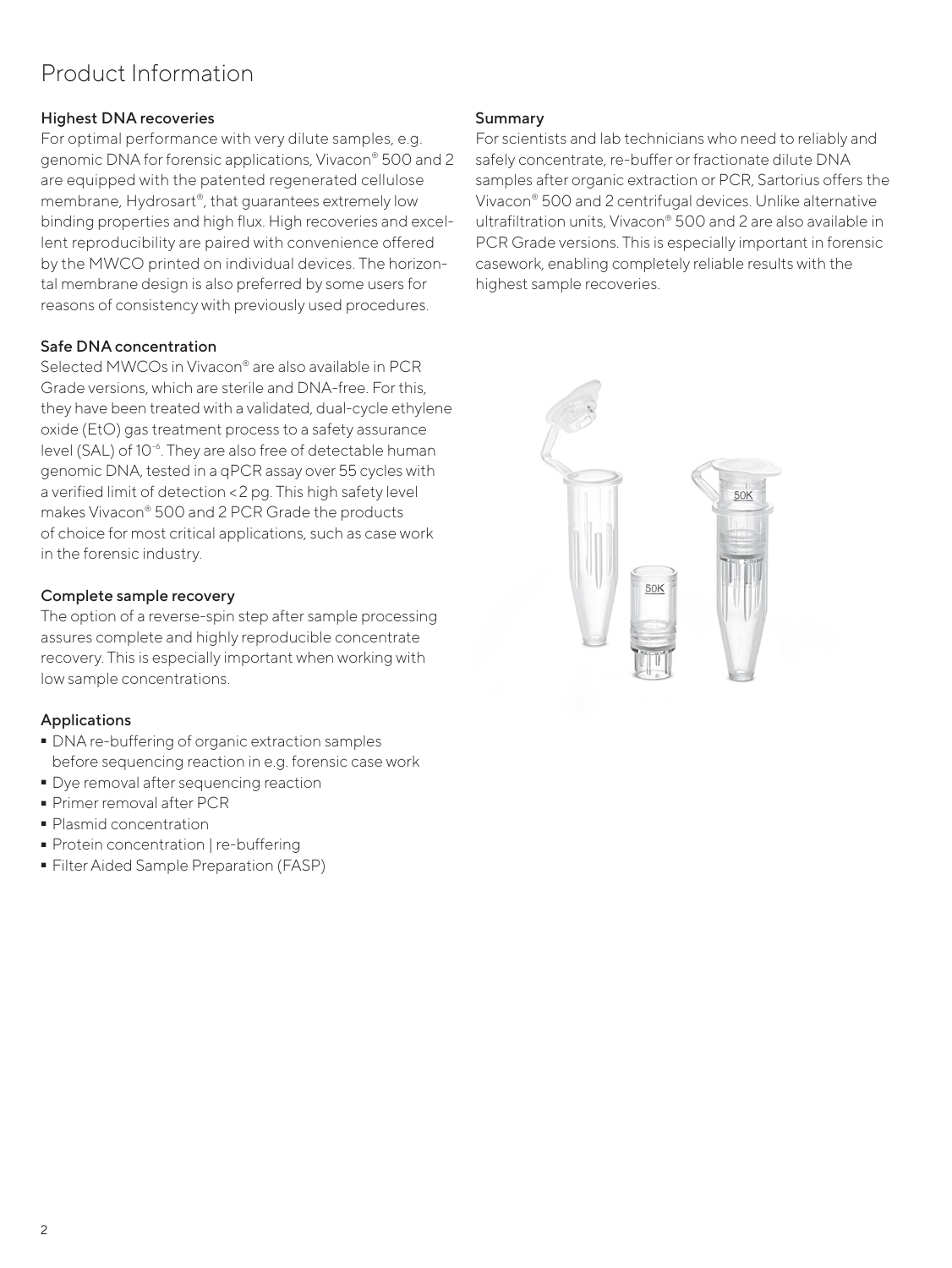# Product Information

### Highest DNA recoveries

For optimal performance with very dilute samples, e.g. genomic DNA for forensic applications, Vivacon® 500 and 2 are equipped with the patented regenerated cellulose membrane, Hydrosart®, that guarantees extremely low binding properties and high flux. High recoveries and excellent reproducibility are paired with convenience offered by the MWCO printed on individual devices. The horizontal membrane design is also preferred by some users for reasons of consistency with previously used procedures.

### Safe DNA concentration

Selected MWCOs in Vivacon® are also available in PCR Grade versions, which are sterile and DNA-free. For this, they have been treated with a validated, dual-cycle ethylene oxide (EtO) gas treatment process to a safety assurance level (SAL) of $10^{-6}$. They are also free of detectable human genomic DNA, tested in a qPCR assay over 55 cycles with a verified limit of detection < 2 pg. This high safety level makes Vivacon® 500 and 2 PCR Grade the products of choice for most critical applications, such as case work in the forensic industry.

### Complete sample recovery

The option of a reverse-spin step after sample processing assures complete and highly reproducible concentrate recovery. This is especially important when working with low sample concentrations.

### Applications

- DNA re-buffering of organic extraction samples before sequencing reaction in e.g. forensic case work
- Dye removal after sequencing reaction
- Primer removal after PCR
- Plasmid concentration
- Protein concentration | re-buffering
- Filter Aided Sample Preparation (FASP)

### Summary

For scientists and lab technicians who need to reliably and safely concentrate, re-buffer or fractionate dilute DNA samples after organic extraction or PCR, Sartorius offers the Vivacon® 500 and 2 centrifugal devices. Unlike alternative ultrafiltration units, Vivacon® 500 and 2 are also available in PCR Grade versions. This is especially important in forensic casework, enabling completely reliable results with the highest sample recoveries.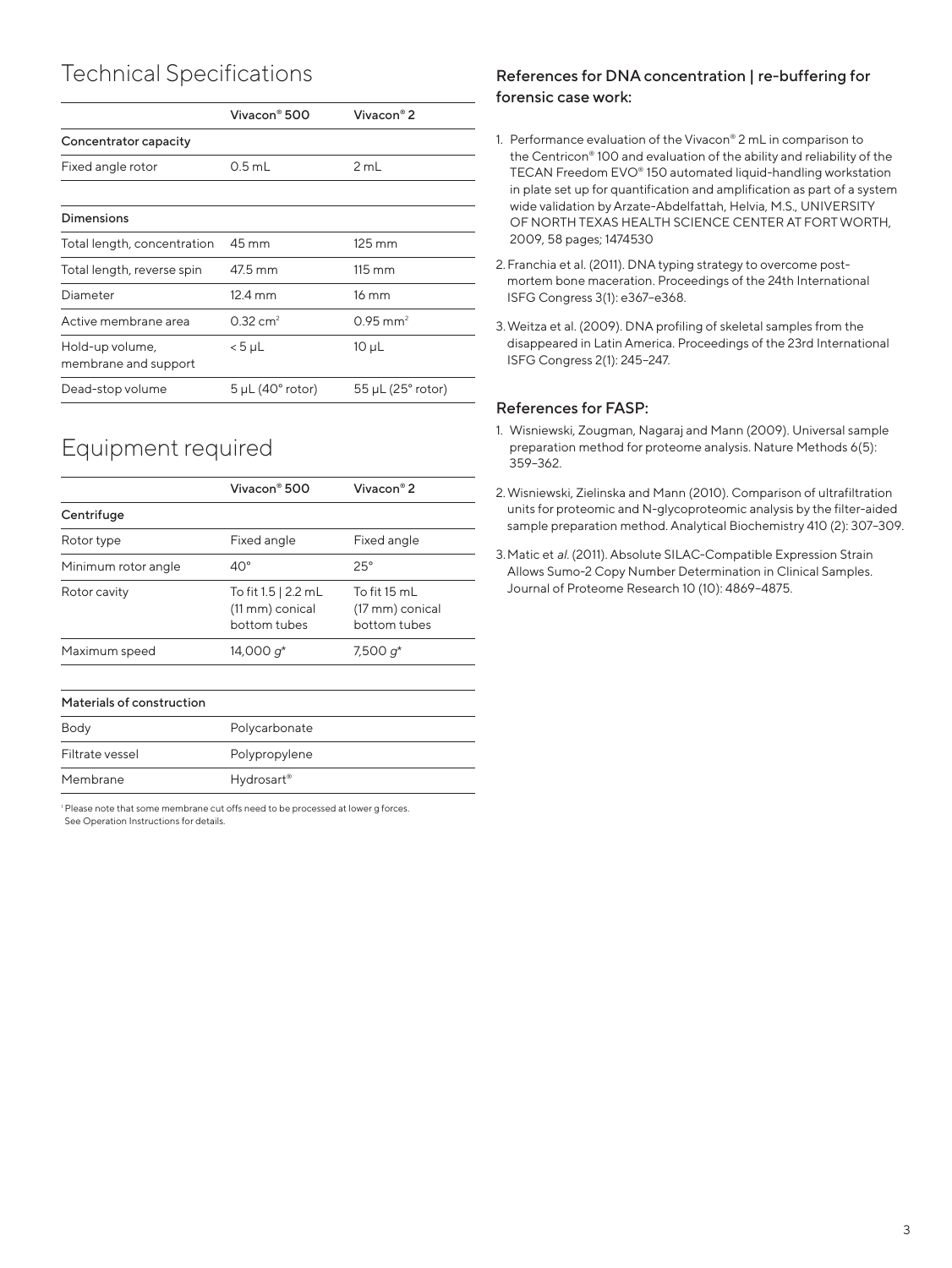# Technical Specifications

| | Vivacon® 500 | Vivacon® 2 |
|---|---|---|
| Concentrator capacity | | |
| Fixed angle rotor | 0.5 mL | 2 mL |
| | | |
| Dimensions | | |
| Total length, concentration | 45 mm | 125 mm |
| Total length, reverse spin | 47.5 mm | 115 mm |
| Diameter | 12.4 mm | 16 mm |
| Active membrane area | $0.32 \text{ cm}^2$ | $0.95 \text{ mm}^2$ |
| Hold-up volume, membrane and support | < 5 µL | 10 µL |
| Dead-stop volume | 5 µL (40° rotor) | 55 µL (25° rotor) |

# Equipment required

| | Vivacon® 500 | Vivacon® 2 |
|---|---|---|
| Centrifuge | | |
| Rotor type | Fixed angle | Fixed angle |
| Minimum rotor angle | 40° | 25° |
| Rotor cavity | To fit 1.5 \| 2.2 mL (11 mm) conical bottom tubes | To fit 15 mL (17 mm) conical bottom tubes |
| Maximum speed | 14,000 *g** | 7,500 *g** |

| Materials of construction | |
|---|---|
| Body | Polycarbonate |
| Filtrate vessel | Polypropylene |
| Membrane | Hydrosart® |

[1] Please note that some membrane cut offs need to be processed at lower g forces. See Operation Instructions for details.

### References for DNA concentration | re-buffering for forensic case work:

1. Performance evaluation of the Vivacon® 2 mL in comparison to the Centricon® 100 and evaluation of the ability and reliability of the TECAN Freedom EVO® 150 automated liquid-handling workstation in plate set up for quantification and amplification as part of a system wide validation by Arzate-Abdelfattah, Helvia, M.S., UNIVERSITY OF NORTH TEXAS HEALTH SCIENCE CENTER AT FORT WORTH, 2009, 58 pages; 1474530
2. Franchia et al. (2011). DNA typing strategy to overcome post-mortem bone maceration. Proceedings of the 24th International ISFG Congress 3(1): e367–e368.
3. Weitza et al. (2009). DNA profiling of skeletal samples from the disappeared in Latin America. Proceedings of the 23rd International ISFG Congress 2(1): 245–247.

### References for FASP:

1. Wisniewski, Zougman, Nagaraj and Mann (2009). Universal sample preparation method for proteome analysis. Nature Methods 6(5): 359–362.
2. Wisniewski, Zielinska and Mann (2010). Comparison of ultrafiltration units for proteomic and N-glycoproteomic analysis by the filter-aided sample preparation method. Analytical Biochemistry 410 (2): 307–309.
3. Matic et *al.* (2011). Absolute SILAC-Compatible Expression Strain Allows Sumo-2 Copy Number Determination in Clinical Samples. Journal of Proteome Research 10 (10): 4869–4875.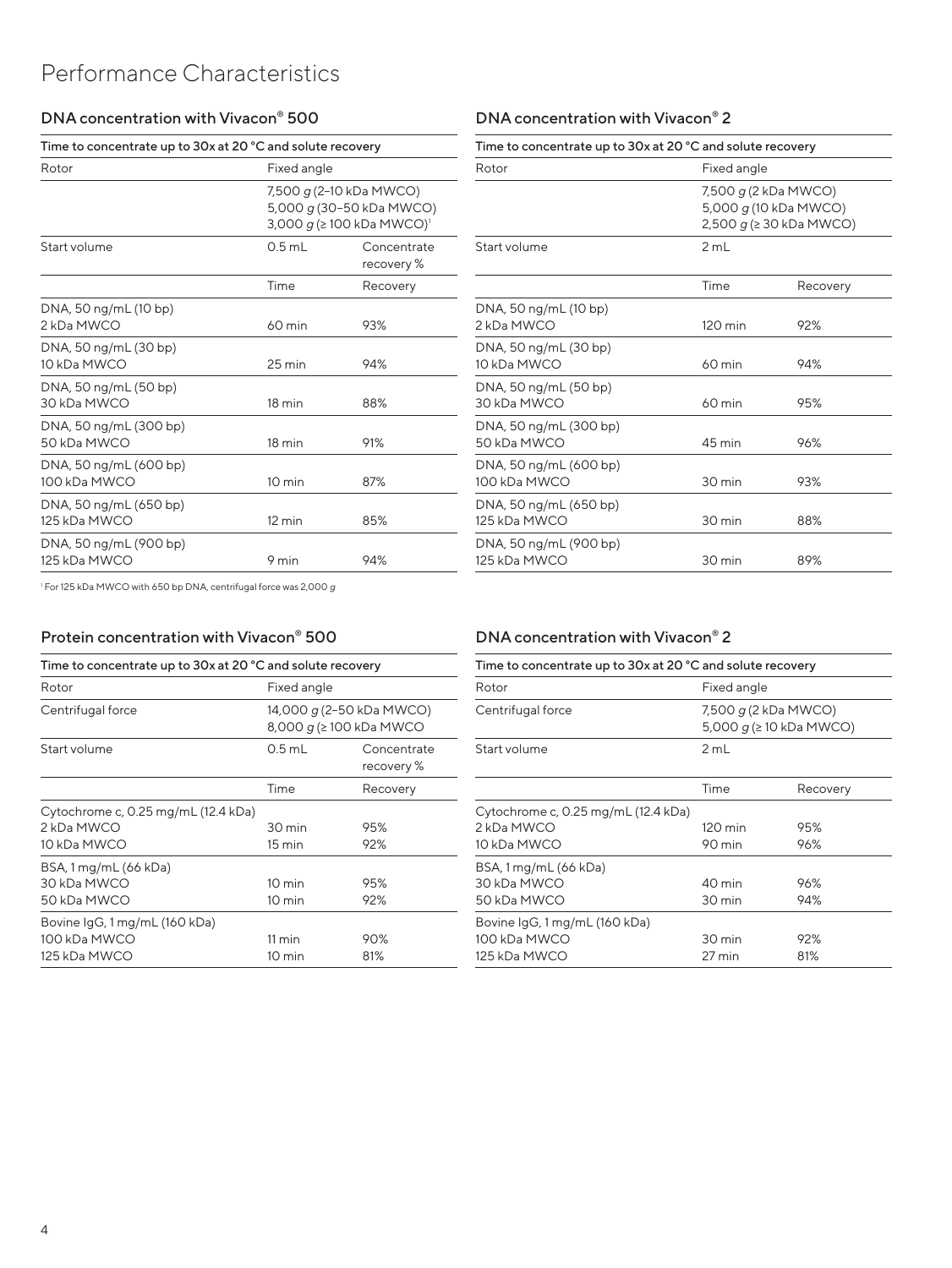# Performance Characteristics

## DNA concentration with Vivacon® 500

| Time to concentrate up to 30x at 20 °C and solute recovery | | |
|---|---|---|
| Rotor | Fixed angle | |
| | 7,500 *g* (2–10 kDa MWCO)<br>5,000 *g* (30–50 kDa MWCO)<br>3,000 *g* (≥ 100 kDa MWCO)[1] | |
| Start volume | 0.5 mL | Concentrate recovery % |
| | Time | Recovery |
| DNA, 50 ng/mL (10 bp)<br>2 kDa MWCO | 60 min | 93% |
| DNA, 50 ng/mL (30 bp)<br>10 kDa MWCO | 25 min | 94% |
| DNA, 50 ng/mL (50 bp)<br>30 kDa MWCO | 18 min | 88% |
| DNA, 50 ng/mL (300 bp)<br>50 kDa MWCO | 18 min | 91% |
| DNA, 50 ng/mL (600 bp)<br>100 kDa MWCO | 10 min | 87% |
| DNA, 50 ng/mL (650 bp)<br>125 kDa MWCO | 12 min | 85% |
| DNA, 50 ng/mL (900 bp)<br>125 kDa MWCO | 9 min | 94% |

[1] For 125 kDa MWCO with 650 bp DNA, centrifugal force was 2,000 *g*

## DNA concentration with Vivacon® 2

| Time to concentrate up to 30x at 20 °C and solute recovery | | |
|---|---|---|
| Rotor | Fixed angle | |
| | 7,500 *g* (2 kDa MWCO)<br>5,000 *g* (10 kDa MWCO)<br>2,500 *g* (≥ 30 kDa MWCO) | |
| Start volume | 2 mL | |
| | Time | Recovery |
| DNA, 50 ng/mL (10 bp)<br>2 kDa MWCO | 120 min | 92% |
| DNA, 50 ng/mL (30 bp)<br>10 kDa MWCO | 60 min | 94% |
| DNA, 50 ng/mL (50 bp)<br>30 kDa MWCO | 60 min | 95% |
| DNA, 50 ng/mL (300 bp)<br>50 kDa MWCO | 45 min | 96% |
| DNA, 50 ng/mL (600 bp)<br>100 kDa MWCO | 30 min | 93% |
| DNA, 50 ng/mL (650 bp)<br>125 kDa MWCO | 30 min | 88% |
| DNA, 50 ng/mL (900 bp)<br>125 kDa MWCO | 30 min | 89% |

## Protein concentration with Vivacon® 500

| Time to concentrate up to 30x at 20 °C and solute recovery | | |
|---|---|---|
| Rotor | Fixed angle | |
| Centrifugal force | 14,000 *g* (2–50 kDa MWCO)<br>8,000 *g* (≥ 100 kDa MWCO | |
| Start volume | 0.5 mL | Concentrate recovery % |
| | Time | Recovery |
| Cytochrome c, 0.25 mg/mL (12.4 kDa)<br>2 kDa MWCO<br>10 kDa MWCO | <br>30 min<br>15 min | <br>95%<br>92% |
| BSA, 1 mg/mL (66 kDa)<br>30 kDa MWCO<br>50 kDa MWCO | <br>10 min<br>10 min | <br>95%<br>92% |
| Bovine IgG, 1 mg/mL (160 kDa)<br>100 kDa MWCO<br>125 kDa MWCO | <br>11 min<br>10 min | <br>90%<br>81% |

## DNA concentration with Vivacon® 2

| Time to concentrate up to 30x at 20 °C and solute recovery | | |
|---|---|---|
| Rotor | Fixed angle | |
| Centrifugal force | 7,500 *g* (2 kDa MWCO)<br>5,000 *g* (≥ 10 kDa MWCO) | |
| Start volume | 2 mL | |
| | Time | Recovery |
| Cytochrome c, 0.25 mg/mL (12.4 kDa)<br>2 kDa MWCO<br>10 kDa MWCO | <br>120 min<br>90 min | <br>95%<br>96% |
| BSA, 1 mg/mL (66 kDa)<br>30 kDa MWCO<br>50 kDa MWCO | <br>40 min<br>30 min | <br>96%<br>94% |
| Bovine IgG, 1 mg/mL (160 kDa)<br>100 kDa MWCO<br>125 kDa MWCO | <br>30 min<br>27 min | <br>92%<br>81% |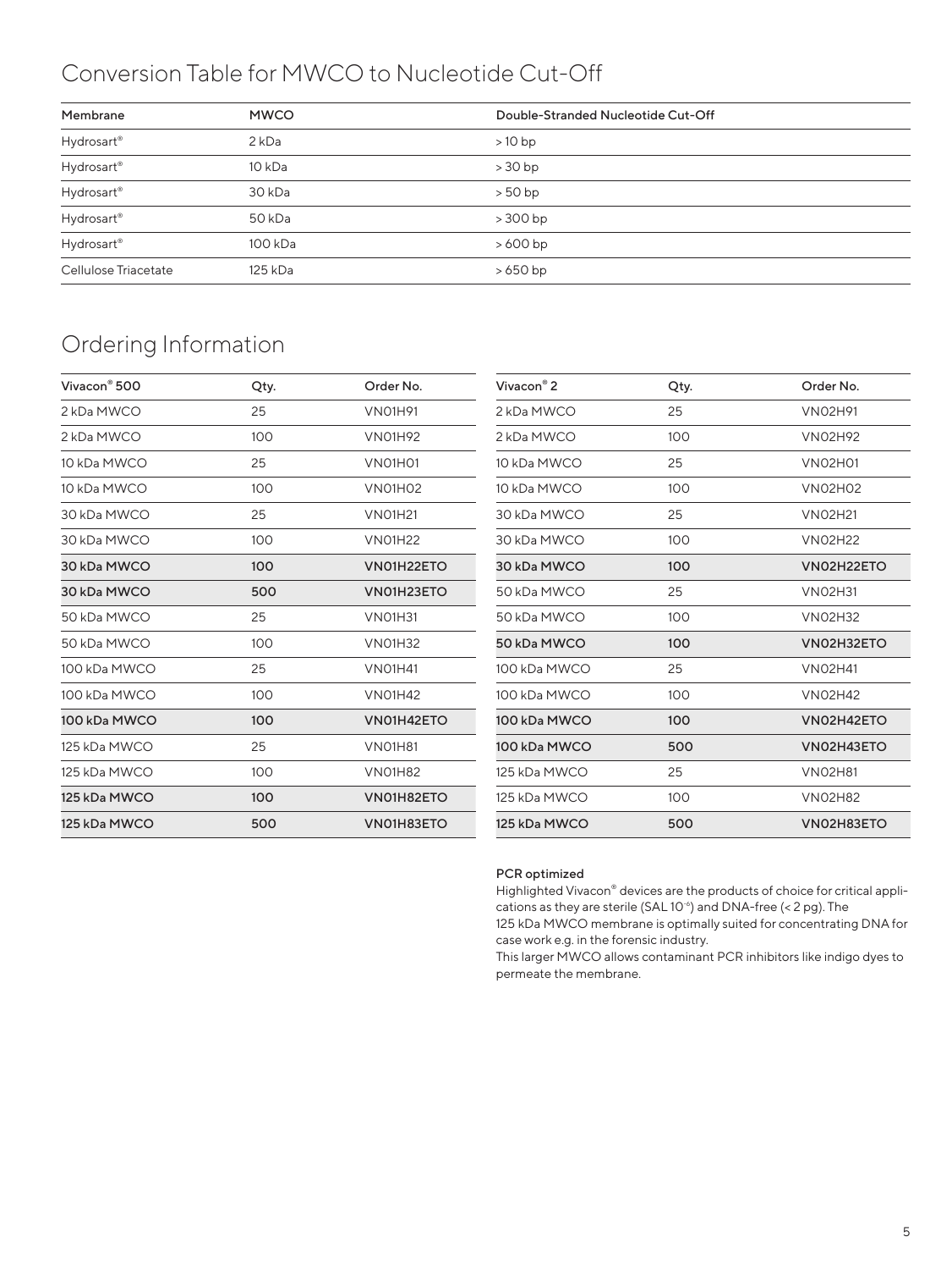## Conversion Table for MWCO to Nucleotide Cut-Off

| Membrane | MWCO | Double-Stranded Nucleotide Cut-Off |
|---|---|---|
| Hydrosart® | 2 kDa | > 10 bp |
| Hydrosart® | 10 kDa | > 30 bp |
| Hydrosart® | 30 kDa | > 50 bp |
| Hydrosart® | 50 kDa | > 300 bp |
| Hydrosart® | 100 kDa | > 600 bp |
| Cellulose Triacetate | 125 kDa | > 650 bp |

## Ordering Information

| Vivacon® 500 | Qty. | Order No. |
|---|---|---|
| 2 kDa MWCO | 25 | VN01H91 |
| 2 kDa MWCO | 100 | VN01H92 |
| 10 kDa MWCO | 25 | VN01H01 |
| 10 kDa MWCO | 100 | VN01H02 |
| 30 kDa MWCO | 25 | VN01H21 |
| 30 kDa MWCO | 100 | VN01H22 |
| **30 kDa MWCO** | **100** | **VN01H22ETO** |
| **30 kDa MWCO** | **500** | **VN01H23ETO** |
| 50 kDa MWCO | 25 | VN01H31 |
| 50 kDa MWCO | 100 | VN01H32 |
| 100 kDa MWCO | 25 | VN01H41 |
| 100 kDa MWCO | 100 | VN01H42 |
| **100 kDa MWCO** | **100** | **VN01H42ETO** |
| 125 kDa MWCO | 25 | VN01H81 |
| 125 kDa MWCO | 100 | VN01H82 |
| **125 kDa MWCO** | **100** | **VN01H82ETO** |
| **125 kDa MWCO** | **500** | **VN01H83ETO** |

| Vivacon® 2 | Qty. | Order No. |
|---|---|---|
| 2 kDa MWCO | 25 | VN02H91 |
| 2 kDa MWCO | 100 | VN02H92 |
| 10 kDa MWCO | 25 | VN02H01 |
| 10 kDa MWCO | 100 | VN02H02 |
| 30 kDa MWCO | 25 | VN02H21 |
| 30 kDa MWCO | 100 | VN02H22 |
| **30 kDa MWCO** | **100** | **VN02H22ETO** |
| 50 kDa MWCO | 25 | VN02H31 |
| 50 kDa MWCO | 100 | VN02H32 |
| **50 kDa MWCO** | **100** | **VN02H32ETO** |
| 100 kDa MWCO | 25 | VN02H41 |
| 100 kDa MWCO | 100 | VN02H42 |
| **100 kDa MWCO** | **100** | **VN02H42ETO** |
| **100 kDa MWCO** | **500** | **VN02H43ETO** |
| 125 kDa MWCO | 25 | VN02H81 |
| 125 kDa MWCO | 100 | VN02H82 |
| **125 kDa MWCO** | **500** | **VN02H83ETO** |

**PCR optimized**

Highlighted Vivacon® devices are the products of choice for critical applications as they are sterile (SAL $10^{-6}$) and DNA-free (< 2 pg). The 125 kDa MWCO membrane is optimally suited for concentrating DNA for case work e.g. in the forensic industry.
This larger MWCO allows contaminant PCR inhibitors like indigo dyes to permeate the membrane.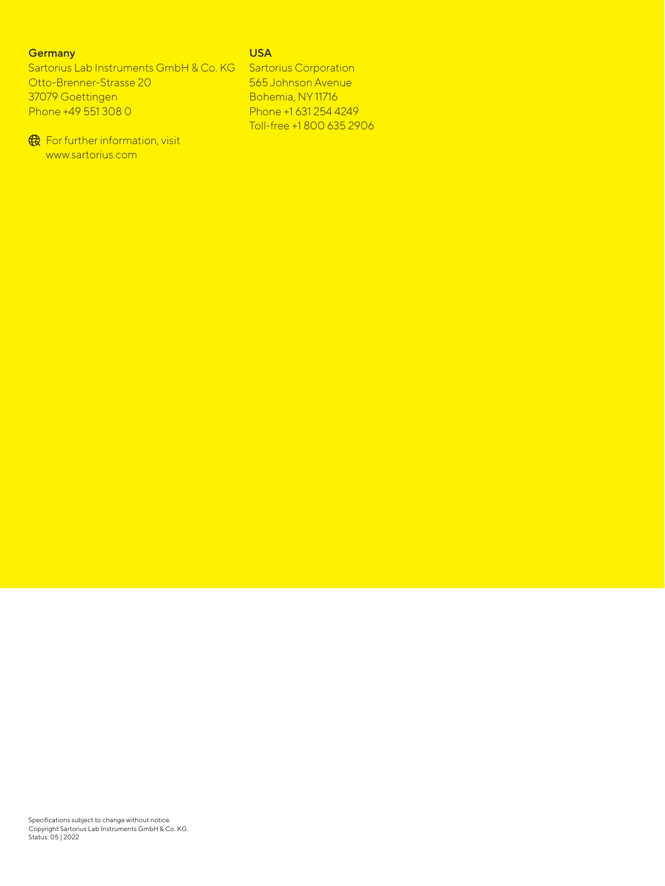**Germany**

Sartorius Lab Instruments GmbH & Co. KG
Otto-Brenner-Strasse 20
37079 Goettingen
Phone +49 551 308 0

**USA**

Sartorius Corporation
565 Johnson Avenue
Bohemia, NY 11716
Phone +1 631 254 4249
Toll-free +1 800 635 2906

For further information, visit
www.sartorius.com

Specifications subject to change without notice.
Copyright Sartorius Lab Instruments GmbH & Co. KG.
Status: 05 | 2022